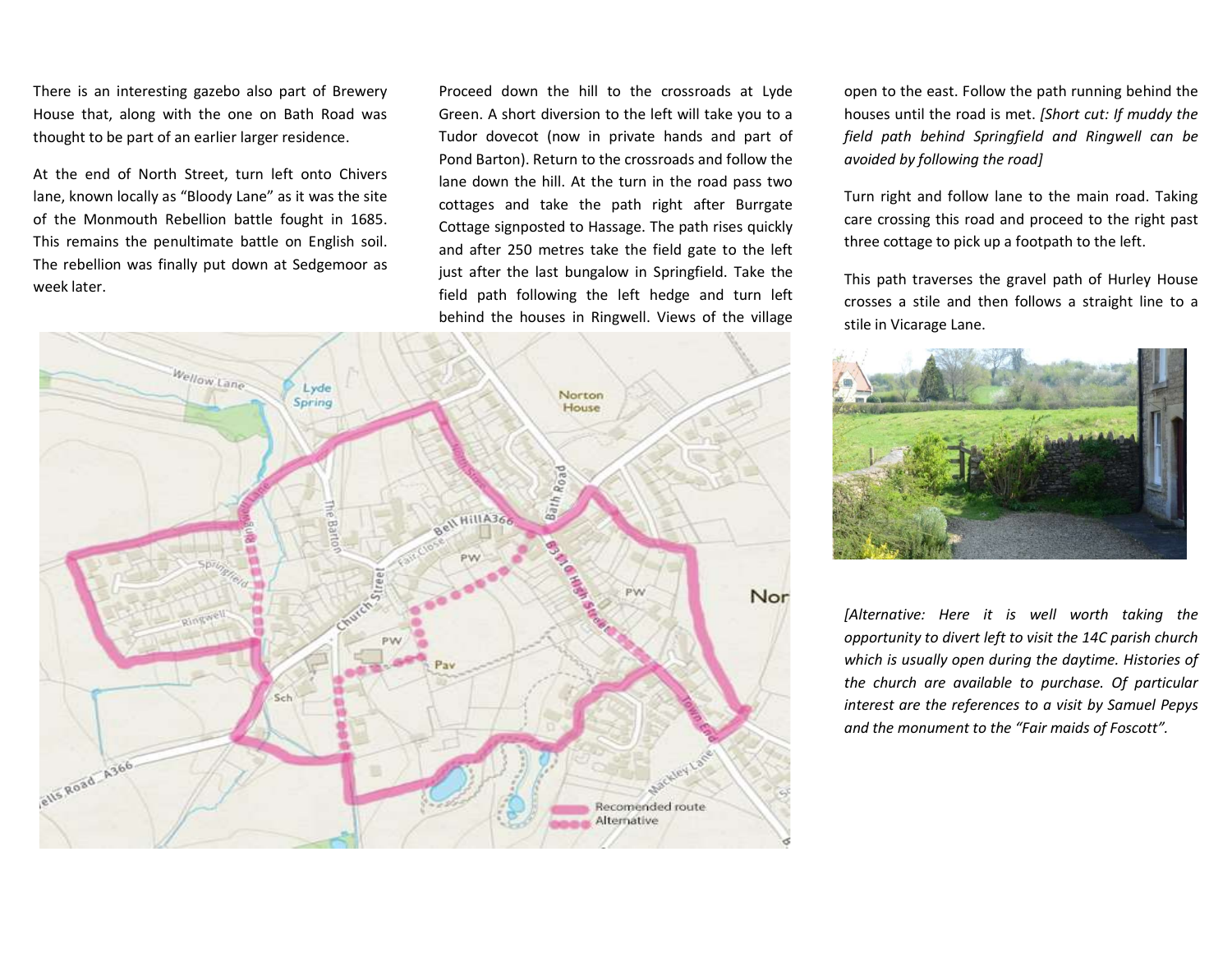There is an interesting gazebo also part of Brewery House that, along with the one on Bath Road was thought to be part of an earlier larger residence.

At the end of North Street, turn left onto Chivers lane, known locally as "Bloody Lane" as it was the site of the Monmouth Rebellion battle fought in 1685. This remains the penultimate battle on English soil. The rebellion was finally put down at Sedgemoor as week later.

Proceed down the hill to the crossroads at Lyde Green. A short diversion to the left will take you to a Tudor dovecot (now in private hands and part of Pond Barton). Return to the crossroads and follow the lane down the hill. At the turn in the road pass two cottages and take the path right after Burrgate Cottage signposted to Hassage. The path rises quickly and after 250 metres take the field gate to the left just after the last bungalow in Springfield. Take the field path following the left hedge and turn left behind the houses in Ringwell. Views of the village open to the east. Follow the path running behind the houses until the road is met. *[Short cut: If muddy the field path behind Springfield and Ringwell can be avoided by following the road]*

Turn right and follow lane to the main road. Taking care crossing this road and proceed to the right past three cottage to pick up a footpath to the left.

This path traverses the gravel path of Hurley House crosses a stile and then follows a straight line to a stile in Vicarage Lane.

*[Alternative: Here it is well worth taking the opportunity to divert left to visit the 14C parish church which is usually open during the daytime. Histories of the church are available to purchase. Of particular interest are the references to a visit by Samuel Pepys and the monument to the "Fair maids of Foscott".*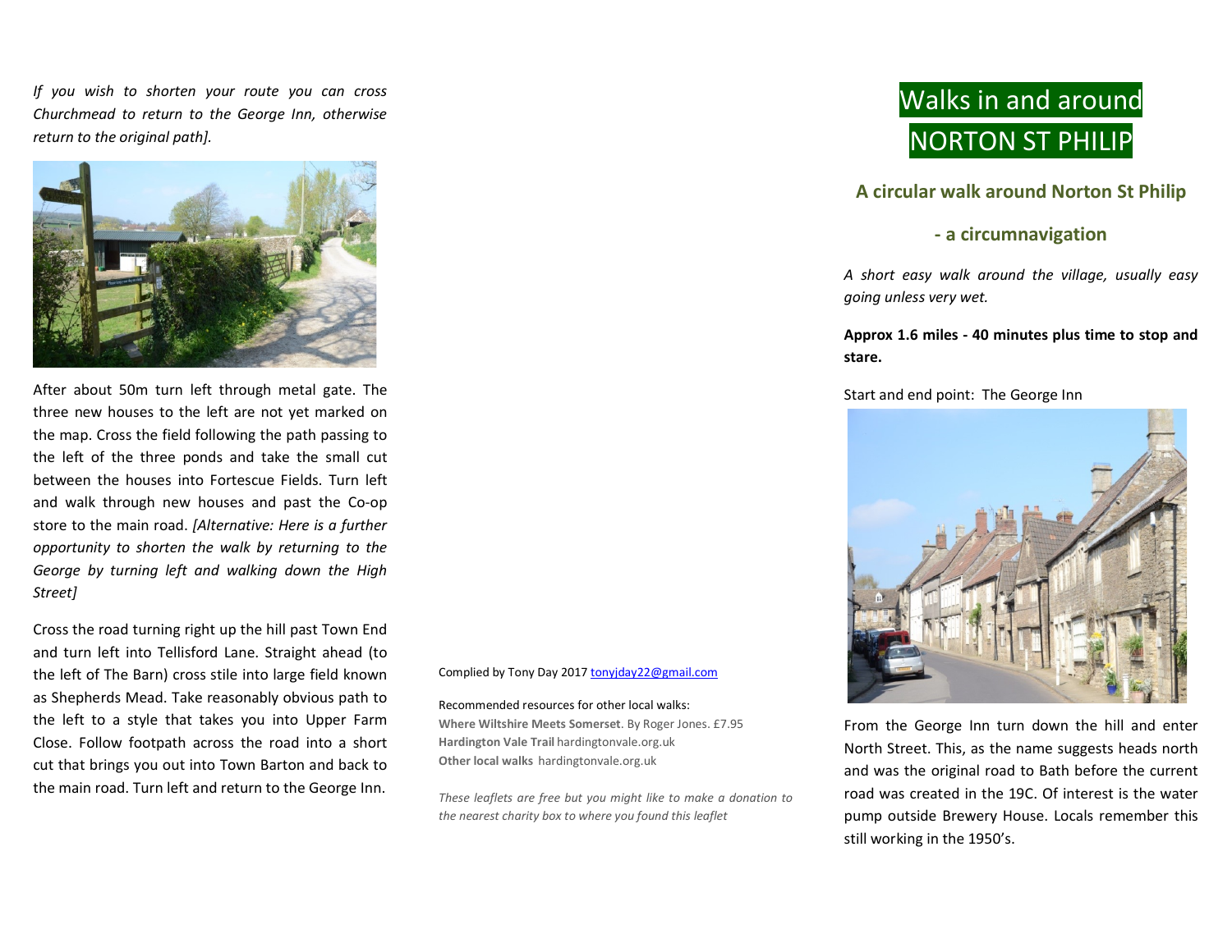*If you wish to shorten your route you can cross Churchmead to return to the George Inn, otherwise return to the original path].*

After about 50m turn left through metal gate. The three new houses to the left are not yet marked on the map. Cross the field following the path passing to the left of the three ponds and take the small cut between the houses into Fortescue Fields. Turn left and walk through new houses and past the Co-op store to the main road. *[Alternative: Here is a further opportunity to shorten the walk by returning to the George by turning left and walking down the High Street]*

Cross the road turning right up the hill past Town End and turn left into Tellisford Lane. Straight ahead (to the left of The Barn) cross stile into large field known as Shepherds Mead. Take reasonably obvious path to the left to a style that takes you into Upper Farm Close. Follow footpath across the road into a short cut that brings you out into Town Barton and back to the main road. Turn left and return to the George Inn.

Complied by Tony Day 2017 tonyjday22@gmail.com

Recommended resources for other local walks:
**Where Wiltshire Meets Somerset**. By Roger Jones. £7.95
**Hardington Vale Trail** hardingtonvale.org.uk
**Other local walks** hardingtonvale.org.uk

*These leaflets are free but you might like to make a donation to the nearest charity box to where you found this leaflet*

# Walks in and around NORTON ST PHILIP

## A circular walk around Norton St Philip

## - a circumnavigation

*A short easy walk around the village, usually easy going unless very wet.*

**Approx 1.6 miles - 40 minutes plus time to stop and stare.**

Start and end point: The George Inn

From the George Inn turn down the hill and enter North Street. This, as the name suggests heads north and was the original road to Bath before the current road was created in the 19C. Of interest is the water pump outside Brewery House. Locals remember this still working in the 1950's.